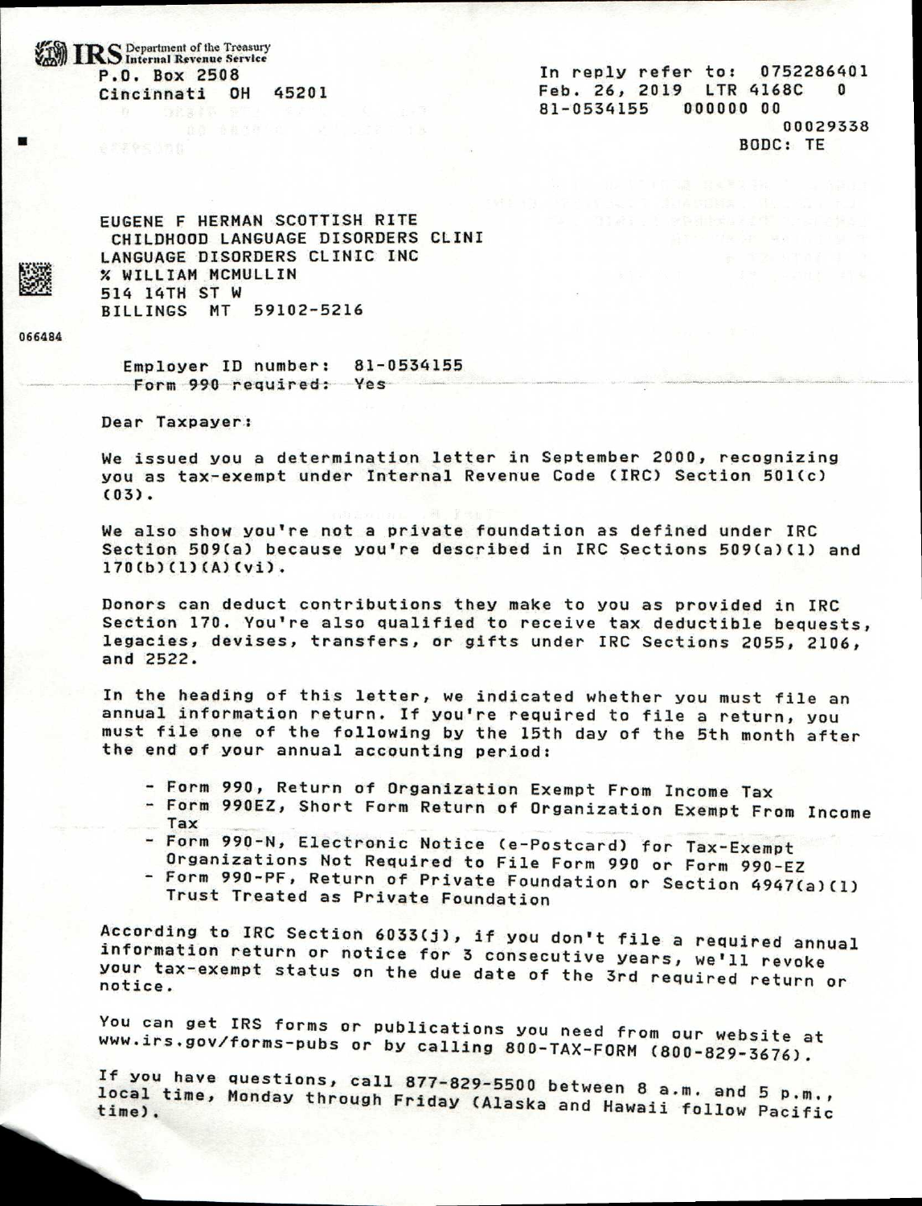**IRS** Department of the Treasury
Internal Revenue Service

P.O. Box 2508
Cincinnati OH 45201

In reply refer to: 0752286401
Feb. 26, 2019 LTR 4168C 0
81-0534155 000000 00
00029338
BODC: TE

EUGENE F HERMAN SCOTTISH RITE
CHILDHOOD LANGUAGE DISORDERS CLINI
LANGUAGE DISORDERS CLINIC INC
% WILLIAM MCMULLIN
514 14TH ST W
BILLINGS MT 59102-5216

066484

Employer ID number: 81-0534155
Form 990 required: Yes

Dear Taxpayer:

We issued you a determination letter in September 2000, recognizing you as tax-exempt under Internal Revenue Code (IRC) Section 501(c)(03).

We also show you're not a private foundation as defined under IRC Section 509(a) because you're described in IRC Sections 509(a)(1) and 170(b)(1)(A)(vi).

Donors can deduct contributions they make to you as provided in IRC Section 170. You're also qualified to receive tax deductible bequests, legacies, devises, transfers, or gifts under IRC Sections 2055, 2106, and 2522.

In the heading of this letter, we indicated whether you must file an annual information return. If you're required to file a return, you must file one of the following by the 15th day of the 5th month after the end of your annual accounting period:

- Form 990, Return of Organization Exempt From Income Tax
- Form 990EZ, Short Form Return of Organization Exempt From Income Tax
- Form 990-N, Electronic Notice (e-Postcard) for Tax-Exempt Organizations Not Required to File Form 990 or Form 990-EZ
- Form 990-PF, Return of Private Foundation or Section 4947(a)(1) Trust Treated as Private Foundation

According to IRC Section 6033(j), if you don't file a required annual information return or notice for 3 consecutive years, we'll revoke your tax-exempt status on the due date of the 3rd required return or notice.

You can get IRS forms or publications you need from our website at www.irs.gov/forms-pubs or by calling 800-TAX-FORM (800-829-3676).

If you have questions, call 877-829-5500 between 8 a.m. and 5 p.m., local time, Monday through Friday (Alaska and Hawaii follow Pacific time).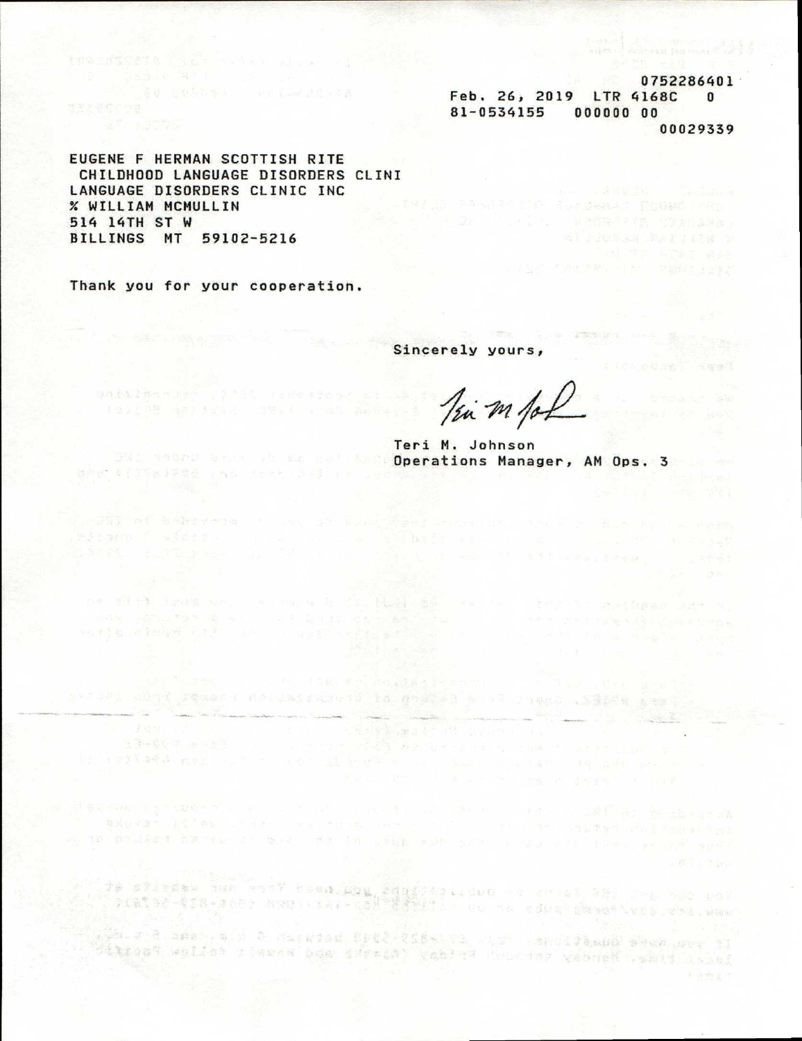0752286401
Feb. 26, 2019 LTR 4168C 0
81-0534155 000000 00
00029339

EUGENE F HERMAN SCOTTISH RITE
CHILDHOOD LANGUAGE DISORDERS CLINI
LANGUAGE DISORDERS CLINIC INC
% WILLIAM MCMULLIN
514 14TH ST W
BILLINGS MT 59102-5216

Thank you for your cooperation.

Sincerely yours,

Teri M. Johnson
Operations Manager, AM Ops. 3